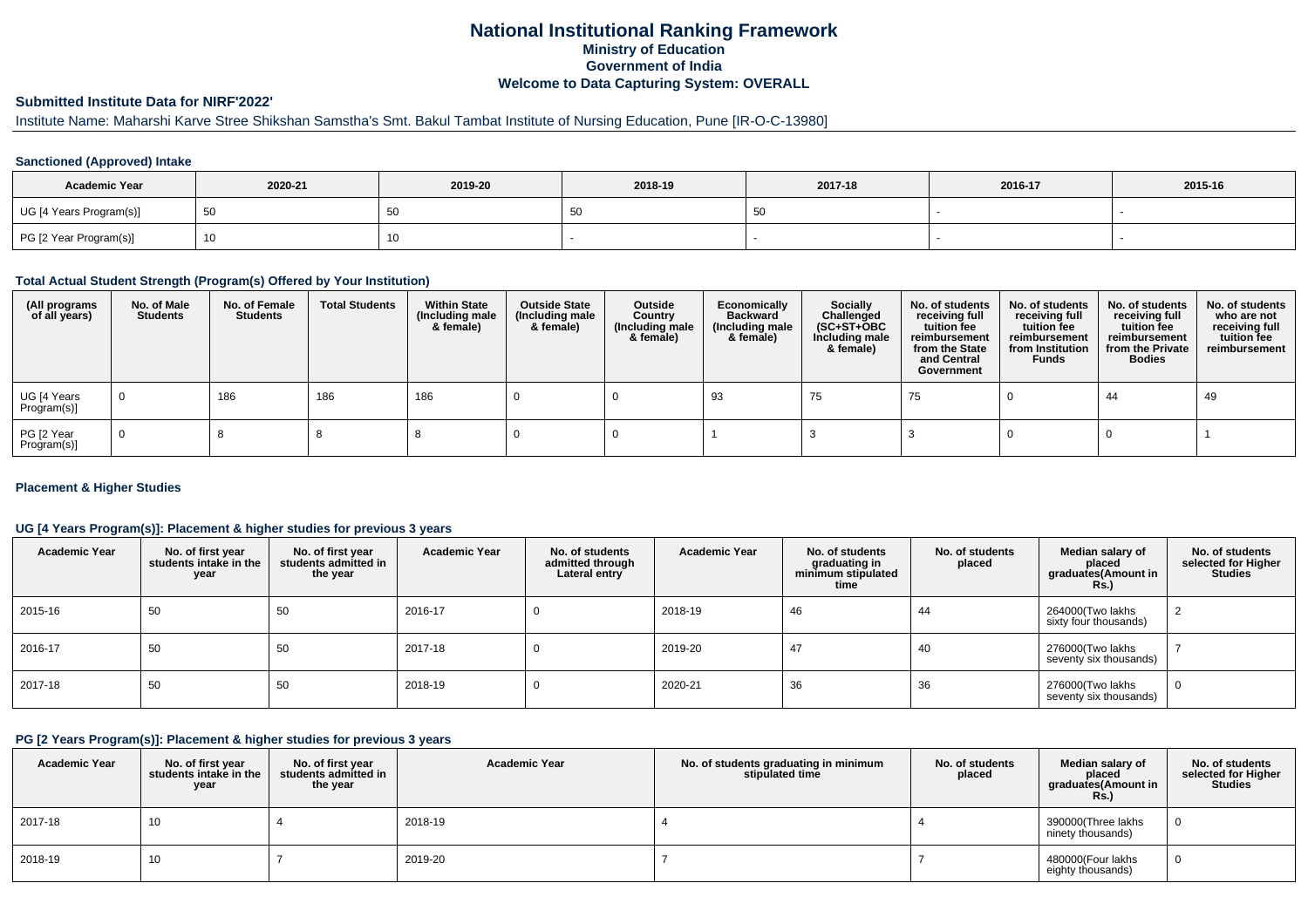# National Institutional Ranking Framework
## Ministry of Education
## Government of India
## Welcome to Data Capturing System: OVERALL

### Submitted Institute Data for NIRF'2022'

Institute Name: Maharshi Karve Stree Shikshan Samstha's Smt. Bakul Tambat Institute of Nursing Education, Pune [IR-O-C-13980]

### Sanctioned (Approved) Intake

| Academic Year | 2020-21 | 2019-20 | 2018-19 | 2017-18 | 2016-17 | 2015-16 |
|---|---|---|---|---|---|---|
| UG [4 Years Program(s)] | 50 | 50 | 50 | 50 | - | - |
| PG [2 Year Program(s)] | 10 | 10 | - | - | - | - |

### Total Actual Student Strength (Program(s) Offered by Your Institution)

| (All programs of all years) | No. of Male Students | No. of Female Students | Total Students | Within State (Including male & female) | Outside State (Including male & female) | Outside Country (Including male & female) | Economically Backward (Including male & female) | Socially Challenged (SC+ST+OBC Including male & female) | No. of students receiving full tuition fee reimbursement from the State and Central Government | No. of students receiving full tuition fee reimbursement from Institution Funds | No. of students receiving full tuition fee reimbursement from the Private Bodies | No. of students who are not receiving full tuition fee reimbursement |
|---|---|---|---|---|---|---|---|---|---|---|---|---|
| UG [4 Years Program(s)] | 0 | 186 | 186 | 186 | 0 | 0 | 93 | 75 | 75 | 0 | 44 | 49 |
| PG [2 Year Program(s)] | 0 | 8 | 8 | 8 | 0 | 0 | 1 | 3 | 3 | 0 | 0 | 1 |

### Placement & Higher Studies

### UG [4 Years Program(s)]: Placement & higher studies for previous 3 years

| Academic Year | No. of first year students intake in the year | No. of first year students admitted in the year | Academic Year | No. of students admitted through Lateral entry | Academic Year | No. of students graduating in minimum stipulated time | No. of students placed | Median salary of placed graduates(Amount in Rs.) | No. of students selected for Higher Studies |
|---|---|---|---|---|---|---|---|---|---|
| 2015-16 | 50 | 50 | 2016-17 | 0 | 2018-19 | 46 | 44 | 264000(Two lakhs sixty four thousands) | 2 |
| 2016-17 | 50 | 50 | 2017-18 | 0 | 2019-20 | 47 | 40 | 276000(Two lakhs seventy six thousands) | 7 |
| 2017-18 | 50 | 50 | 2018-19 | 0 | 2020-21 | 36 | 36 | 276000(Two lakhs seventy six thousands) | 0 |

### PG [2 Years Program(s)]: Placement & higher studies for previous 3 years

| Academic Year | No. of first year students intake in the year | No. of first year students admitted in the year | Academic Year | No. of students graduating in minimum stipulated time | No. of students placed | Median salary of placed graduates(Amount in Rs.) | No. of students selected for Higher Studies |
|---|---|---|---|---|---|---|---|
| 2017-18 | 10 | 4 | 2018-19 | 4 | 4 | 390000(Three lakhs ninety thousands) | 0 |
| 2018-19 | 10 | 7 | 2019-20 | 7 | 7 | 480000(Four lakhs eighty thousands) | 0 |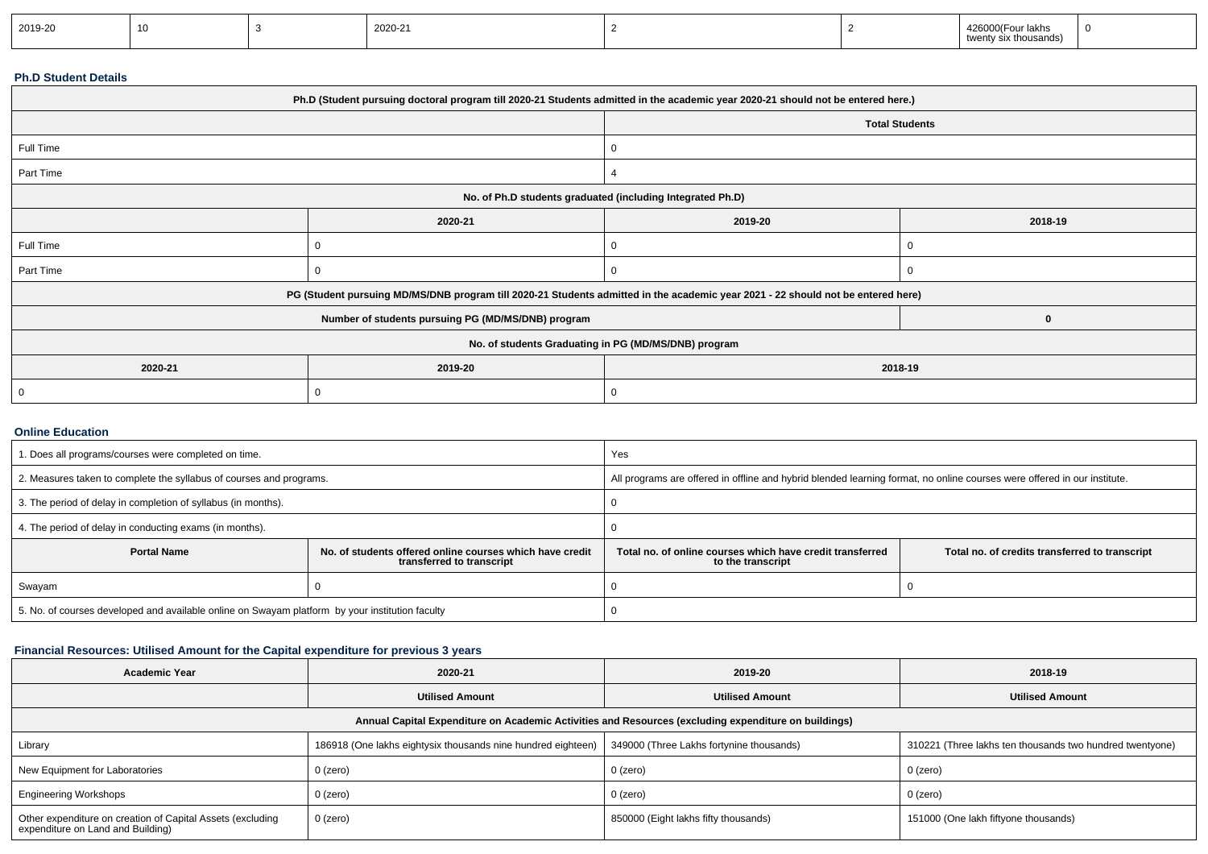| 2019-20 | 10 | 3 | 2020-21 | 2 | 2 | 426000(Four lakhs twenty six thousands) | 0 |
|---|---|---|---|---|---|---|---|

**Ph.D Student Details**

| Ph.D (Student pursuing doctoral program till 2020-21 Students admitted in the academic year 2020-21 should not be entered here.) | | | |
|---|---|---|---|
| | | Total Students | |
| Full Time | | 0 | |
| Part Time | | 4 | |
| No. of Ph.D students graduated (including Integrated Ph.D) | | | |
| | 2020-21 | 2019-20 | 2018-19 |
| Full Time | 0 | 0 | 0 |
| Part Time | 0 | 0 | 0 |
| PG (Student pursuing MD/MS/DNB program till 2020-21 Students admitted in the academic year 2021 - 22 should not be entered here) | | | |
| Number of students pursuing PG (MD/MS/DNB) program | | | 0 |
| No. of students Graduating in PG (MD/MS/DNB) program | | | |
| 2020-21 | 2019-20 | 2018-19 | |
| 0 | 0 | 0 | |

**Online Education**

| 1. Does all programs/courses were completed on time. | | Yes | |
|---|---|---|---|
| 2. Measures taken to complete the syllabus of courses and programs. | | All programs are offered in offline and hybrid blended learning format, no online courses were offered in our institute. | |
| 3. The period of delay in completion of syllabus (in months). | | 0 | |
| 4. The period of delay in conducting exams (in months). | | 0 | |
| **Portal Name** | **No. of students offered online courses which have credit transferred to transcript** | **Total no. of online courses which have credit transferred to the transcript** | **Total no. of credits transferred to transcript** |
| Swayam | 0 | 0 | 0 |
| 5. No. of courses developed and available online on Swayam platform by your institution faculty | | 0 | |

**Financial Resources: Utilised Amount for the Capital expenditure for previous 3 years**

| Academic Year | 2020-21 | 2019-20 | 2018-19 |
|---|---|---|---|
| | Utilised Amount | Utilised Amount | Utilised Amount |
| Annual Capital Expenditure on Academic Activities and Resources (excluding expenditure on buildings) | | | |
| Library | 186918 (One lakhs eightysix thousands nine hundred eighteen) | 349000 (Three Lakhs fortynine thousands) | 310221 (Three lakhs ten thousands two hundred twentyone) |
| New Equipment for Laboratories | 0 (zero) | 0 (zero) | 0 (zero) |
| Engineering Workshops | 0 (zero) | 0 (zero) | 0 (zero) |
| Other expenditure on creation of Capital Assets (excluding expenditure on Land and Building) | 0 (zero) | 850000 (Eight lakhs fifty thousands) | 151000 (One lakh fiftyone thousands) |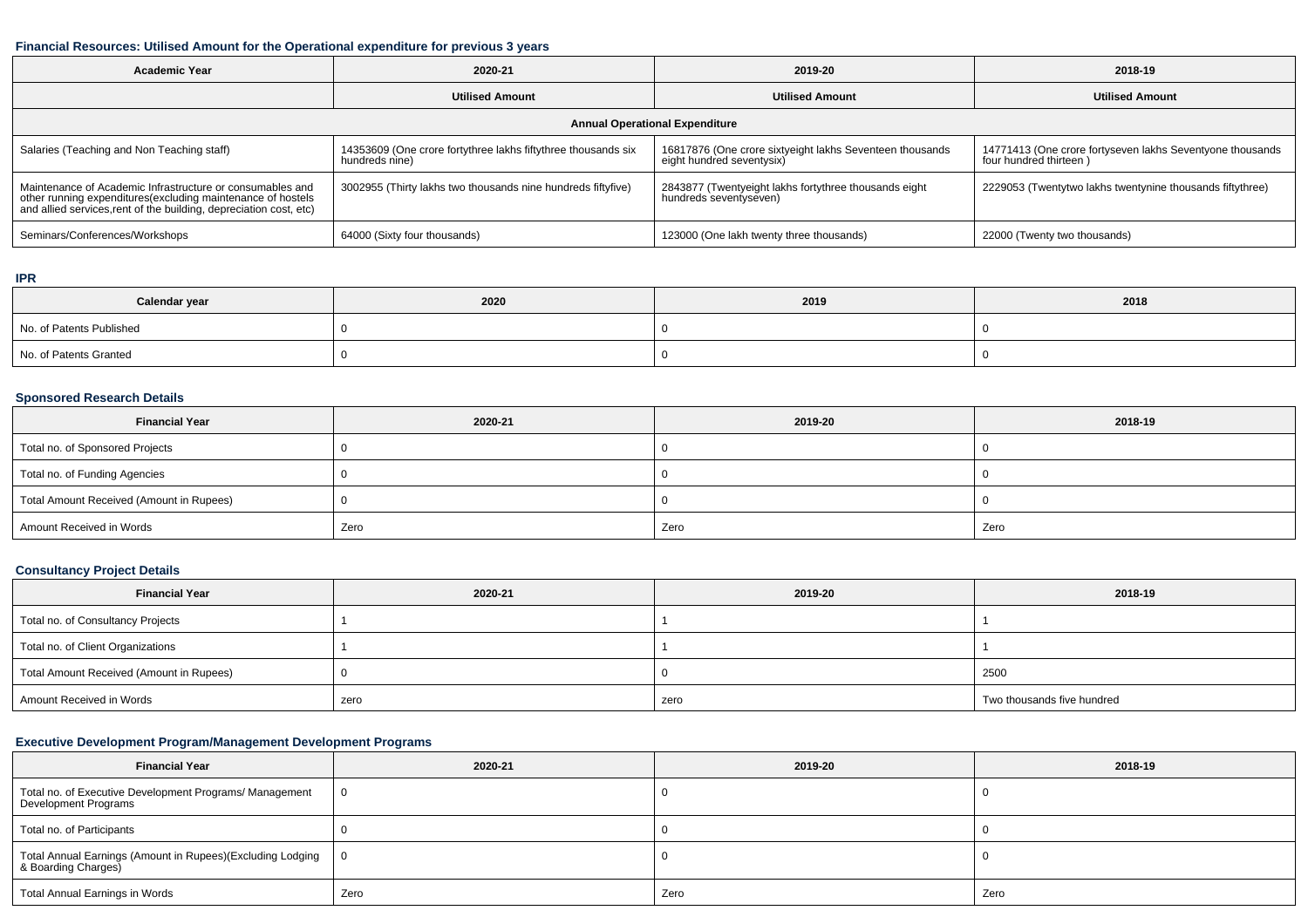### Financial Resources: Utilised Amount for the Operational expenditure for previous 3 years

| Academic Year | 2020-21 | 2019-20 | 2018-19 |
|---|---|---|---|
| | Utilised Amount | Utilised Amount | Utilised Amount |
| **Annual Operational Expenditure** | | | |
| Salaries (Teaching and Non Teaching staff) | 14353609 (One crore fortythree lakhs fiftythree thousands six hundreds nine) | 16817876 (One crore sixtyeight lakhs Seventeen thousands eight hundred seventysix) | 14771413 (One crore fortyseven lakhs Seventyone thousands four hundred thirteen ) |
| Maintenance of Academic Infrastructure or consumables and other running expenditures(excluding maintenance of hostels and allied services,rent of the building, depreciation cost, etc) | 3002955 (Thirty lakhs two thousands nine hundreds fiftyfive) | 2843877 (Twentyeight lakhs fortythree thousands eight hundreds seventyseven) | 2229053 (Twentytwo lakhs twentynine thousands fiftythree) |
| Seminars/Conferences/Workshops | 64000 (Sixty four thousands) | 123000 (One lakh twenty three thousands) | 22000 (Twenty two thousands) |

### IPR

| Calendar year | 2020 | 2019 | 2018 |
|---|---|---|---|
| No. of Patents Published | 0 | 0 | 0 |
| No. of Patents Granted | 0 | 0 | 0 |

### Sponsored Research Details

| Financial Year | 2020-21 | 2019-20 | 2018-19 |
|---|---|---|---|
| Total no. of Sponsored Projects | 0 | 0 | 0 |
| Total no. of Funding Agencies | 0 | 0 | 0 |
| Total Amount Received (Amount in Rupees) | 0 | 0 | 0 |
| Amount Received in Words | Zero | Zero | Zero |

### Consultancy Project Details

| Financial Year | 2020-21 | 2019-20 | 2018-19 |
|---|---|---|---|
| Total no. of Consultancy Projects | 1 | 1 | 1 |
| Total no. of Client Organizations | 1 | 1 | 1 |
| Total Amount Received (Amount in Rupees) | 0 | 0 | 2500 |
| Amount Received in Words | zero | zero | Two thousands five hundred |

### Executive Development Program/Management Development Programs

| Financial Year | 2020-21 | 2019-20 | 2018-19 |
|---|---|---|---|
| Total no. of Executive Development Programs/ Management Development Programs | 0 | 0 | 0 |
| Total no. of Participants | 0 | 0 | 0 |
| Total Annual Earnings (Amount in Rupees)(Excluding Lodging & Boarding Charges) | 0 | 0 | 0 |
| Total Annual Earnings in Words | Zero | Zero | Zero |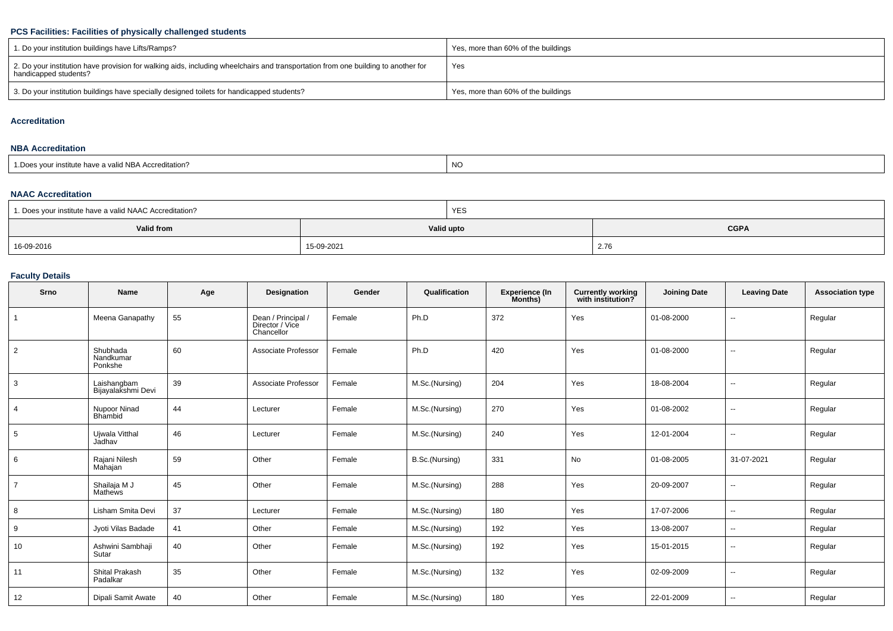### PCS Facilities: Facilities of physically challenged students

| | |
|---|---|
| 1. Do your institution buildings have Lifts/Ramps? | Yes, more than 60% of the buildings |
| 2. Do your institution have provision for walking aids, including wheelchairs and transportation from one building to another for handicapped students? | Yes |
| 3. Do your institution buildings have specially designed toilets for handicapped students? | Yes, more than 60% of the buildings |

### Accreditation

### NBA Accreditation

| | |
|---|---|
| 1.Does your institute have a valid NBA Accreditation? | NO |

### NAAC Accreditation

| 1. Does your institute have a valid NAAC Accreditation? | YES | |
|---|---|---|
| **Valid from** | **Valid upto** | **CGPA** |
| 16-09-2016 | 15-09-2021 | 2.76 |

### Faculty Details

| Srno | Name | Age | Designation | Gender | Qualification | Experience (In Months) | Currently working with institution? | Joining Date | Leaving Date | Association type |
|---|---|---|---|---|---|---|---|---|---|---|
| 1 | Meena Ganapathy | 55 | Dean / Principal / Director / Vice Chancellor | Female | Ph.D | 372 | Yes | 01-08-2000 | -- | Regular |
| 2 | Shubhada Nandkumar Ponkshe | 60 | Associate Professor | Female | Ph.D | 420 | Yes | 01-08-2000 | -- | Regular |
| 3 | Laishangbam Bijayalakshmi Devi | 39 | Associate Professor | Female | M.Sc.(Nursing) | 204 | Yes | 18-08-2004 | -- | Regular |
| 4 | Nupoor Ninad Bhambid | 44 | Lecturer | Female | M.Sc.(Nursing) | 270 | Yes | 01-08-2002 | -- | Regular |
| 5 | Ujwala Vitthal Jadhav | 46 | Lecturer | Female | M.Sc.(Nursing) | 240 | Yes | 12-01-2004 | -- | Regular |
| 6 | Rajani Nilesh Mahajan | 59 | Other | Female | B.Sc.(Nursing) | 331 | No | 01-08-2005 | 31-07-2021 | Regular |
| 7 | Shailaja M J Mathews | 45 | Other | Female | M.Sc.(Nursing) | 288 | Yes | 20-09-2007 | -- | Regular |
| 8 | Lisham Smita Devi | 37 | Lecturer | Female | M.Sc.(Nursing) | 180 | Yes | 17-07-2006 | -- | Regular |
| 9 | Jyoti Vilas Badade | 41 | Other | Female | M.Sc.(Nursing) | 192 | Yes | 13-08-2007 | -- | Regular |
| 10 | Ashwini Sambhaji Sutar | 40 | Other | Female | M.Sc.(Nursing) | 192 | Yes | 15-01-2015 | -- | Regular |
| 11 | Shital Prakash Padalkar | 35 | Other | Female | M.Sc.(Nursing) | 132 | Yes | 02-09-2009 | -- | Regular |
| 12 | Dipali Samit Awate | 40 | Other | Female | M.Sc.(Nursing) | 180 | Yes | 22-01-2009 | -- | Regular |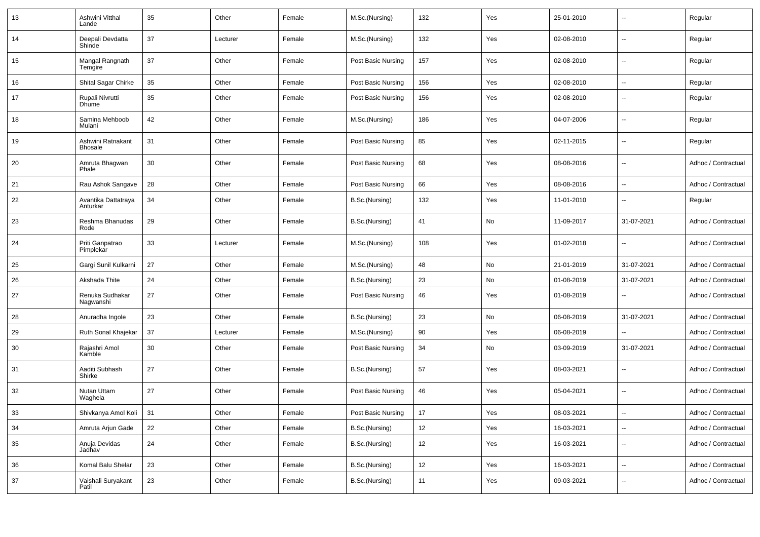| | | | | | | | | | | |
|---|---|---|---|---|---|---|---|---|---|---|
| 13 | Ashwini Vitthal Lande | 35 | Other | Female | M.Sc.(Nursing) | 132 | Yes | 25-01-2010 | -- | Regular |
| 14 | Deepali Devdatta Shinde | 37 | Lecturer | Female | M.Sc.(Nursing) | 132 | Yes | 02-08-2010 | -- | Regular |
| 15 | Mangal Rangnath Temgire | 37 | Other | Female | Post Basic Nursing | 157 | Yes | 02-08-2010 | -- | Regular |
| 16 | Shital Sagar Chirke | 35 | Other | Female | Post Basic Nursing | 156 | Yes | 02-08-2010 | -- | Regular |
| 17 | Rupali Nivrutti Dhume | 35 | Other | Female | Post Basic Nursing | 156 | Yes | 02-08-2010 | -- | Regular |
| 18 | Samina Mehboob Mulani | 42 | Other | Female | M.Sc.(Nursing) | 186 | Yes | 04-07-2006 | -- | Regular |
| 19 | Ashwini Ratnakant Bhosale | 31 | Other | Female | Post Basic Nursing | 85 | Yes | 02-11-2015 | -- | Regular |
| 20 | Amruta Bhagwan Phale | 30 | Other | Female | Post Basic Nursing | 68 | Yes | 08-08-2016 | -- | Adhoc / Contractual |
| 21 | Rau Ashok Sangave | 28 | Other | Female | Post Basic Nursing | 66 | Yes | 08-08-2016 | -- | Adhoc / Contractual |
| 22 | Avantika Dattatraya Anturkar | 34 | Other | Female | B.Sc.(Nursing) | 132 | Yes | 11-01-2010 | -- | Regular |
| 23 | Reshma Bhanudas Rode | 29 | Other | Female | B.Sc.(Nursing) | 41 | No | 11-09-2017 | 31-07-2021 | Adhoc / Contractual |
| 24 | Priti Ganpatrao Pimplekar | 33 | Lecturer | Female | M.Sc.(Nursing) | 108 | Yes | 01-02-2018 | -- | Adhoc / Contractual |
| 25 | Gargi Sunil Kulkarni | 27 | Other | Female | M.Sc.(Nursing) | 48 | No | 21-01-2019 | 31-07-2021 | Adhoc / Contractual |
| 26 | Akshada Thite | 24 | Other | Female | B.Sc.(Nursing) | 23 | No | 01-08-2019 | 31-07-2021 | Adhoc / Contractual |
| 27 | Renuka Sudhakar Nagwanshi | 27 | Other | Female | Post Basic Nursing | 46 | Yes | 01-08-2019 | -- | Adhoc / Contractual |
| 28 | Anuradha Ingole | 23 | Other | Female | B.Sc.(Nursing) | 23 | No | 06-08-2019 | 31-07-2021 | Adhoc / Contractual |
| 29 | Ruth Sonal Khajekar | 37 | Lecturer | Female | M.Sc.(Nursing) | 90 | Yes | 06-08-2019 | -- | Adhoc / Contractual |
| 30 | Rajashri Amol Kamble | 30 | Other | Female | Post Basic Nursing | 34 | No | 03-09-2019 | 31-07-2021 | Adhoc / Contractual |
| 31 | Aaditi Subhash Shirke | 27 | Other | Female | B.Sc.(Nursing) | 57 | Yes | 08-03-2021 | -- | Adhoc / Contractual |
| 32 | Nutan Uttam Waghela | 27 | Other | Female | Post Basic Nursing | 46 | Yes | 05-04-2021 | -- | Adhoc / Contractual |
| 33 | Shivkanya Amol Koli | 31 | Other | Female | Post Basic Nursing | 17 | Yes | 08-03-2021 | -- | Adhoc / Contractual |
| 34 | Amruta Arjun Gade | 22 | Other | Female | B.Sc.(Nursing) | 12 | Yes | 16-03-2021 | -- | Adhoc / Contractual |
| 35 | Anuja Devidas Jadhav | 24 | Other | Female | B.Sc.(Nursing) | 12 | Yes | 16-03-2021 | -- | Adhoc / Contractual |
| 36 | Komal Balu Shelar | 23 | Other | Female | B.Sc.(Nursing) | 12 | Yes | 16-03-2021 | -- | Adhoc / Contractual |
| 37 | Vaishali Suryakant Patil | 23 | Other | Female | B.Sc.(Nursing) | 11 | Yes | 09-03-2021 | -- | Adhoc / Contractual |